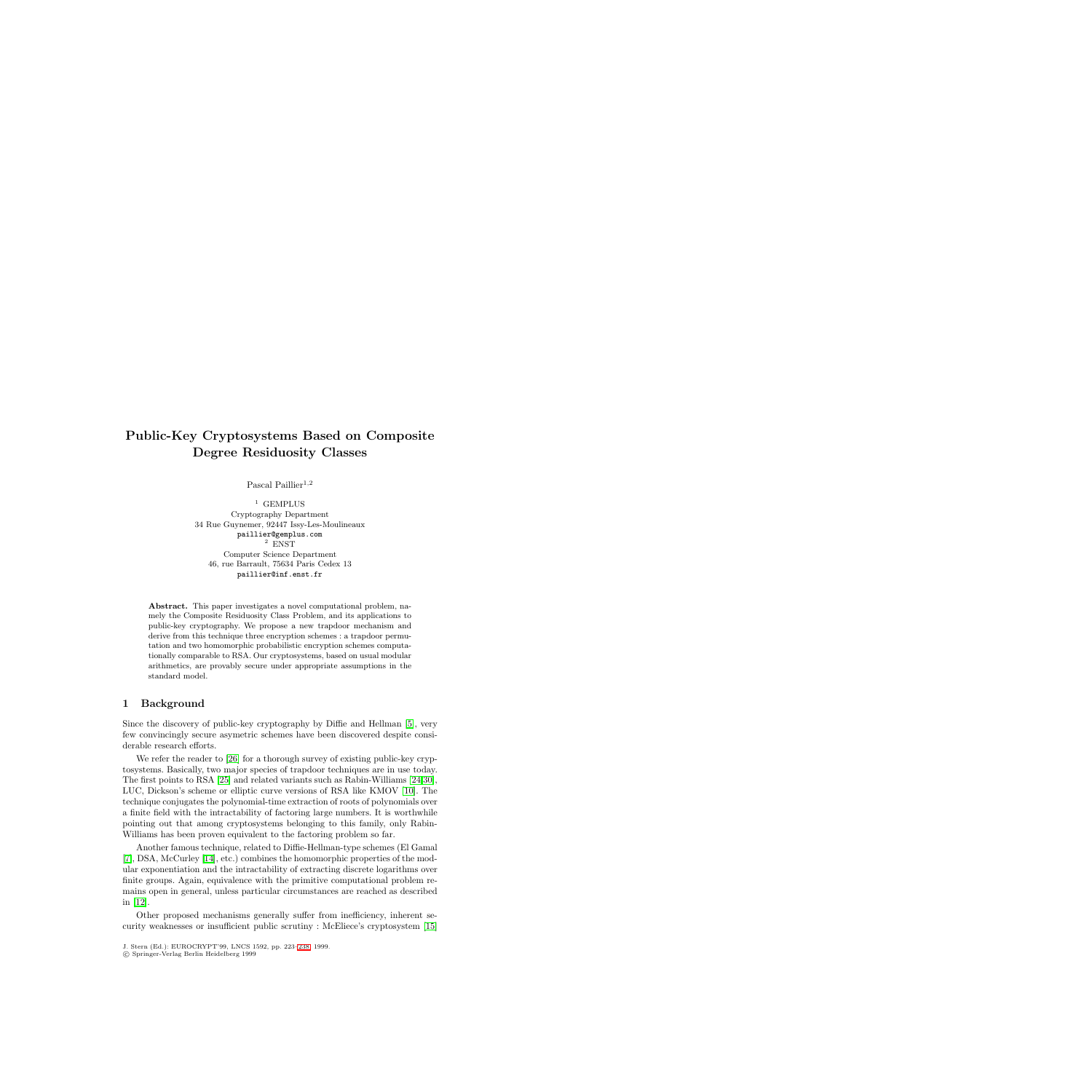# Public-Key Cryptosystems Based on Composite Degree Residuosity Classes

Pascal Paillier[1,2]

[1] GEMPLUS
Cryptography Department
34 Rue Guynemer, 92447 Issy-Les-Moulineaux
paillier@gemplus.com
[2] ENST
Computer Science Department
46, rue Barrault, 75634 Paris Cedex 13
paillier@inf.enst.fr

**Abstract.** This paper investigates a novel computational problem, namely the Composite Residuosity Class Problem, and its applications to public-key cryptography. We propose a new trapdoor mechanism and derive from this technique three encryption schemes : a trapdoor permutation and two homomorphic probabilistic encryption schemes computationally comparable to RSA. Our cryptosystems, based on usual modular arithmetics, are provably secure under appropriate assumptions in the standard model.

## 1 Background

Since the discovery of public-key cryptography by Diffie and Hellman [5], very few convincingly secure asymetric schemes have been discovered despite considerable research efforts.

We refer the reader to [26] for a thorough survey of existing public-key cryptosystems. Basically, two major species of trapdoor techniques are in use today. The first points to RSA [25] and related variants such as Rabin-Williams [24,30], LUC, Dickson's scheme or elliptic curve versions of RSA like KMOV [10]. The technique conjugates the polynomial-time extraction of roots of polynomials over a finite field with the intractability of factoring large numbers. It is worthwhile pointing out that among cryptosystems belonging to this family, only Rabin-Williams has been proven equivalent to the factoring problem so far.

Another famous technique, related to Diffie-Hellman-type schemes (El Gamal [7], DSA, McCurley [14], etc.) combines the homomorphic properties of the modular exponentiation and the intractability of extracting discrete logarithms over finite groups. Again, equivalence with the primitive computational problem remains open in general, unless particular circumstances are reached as described in [12].

Other proposed mechanisms generally suffer from inefficiency, inherent security weaknesses or insufficient public scrutiny : McEliece's cryptosystem [15]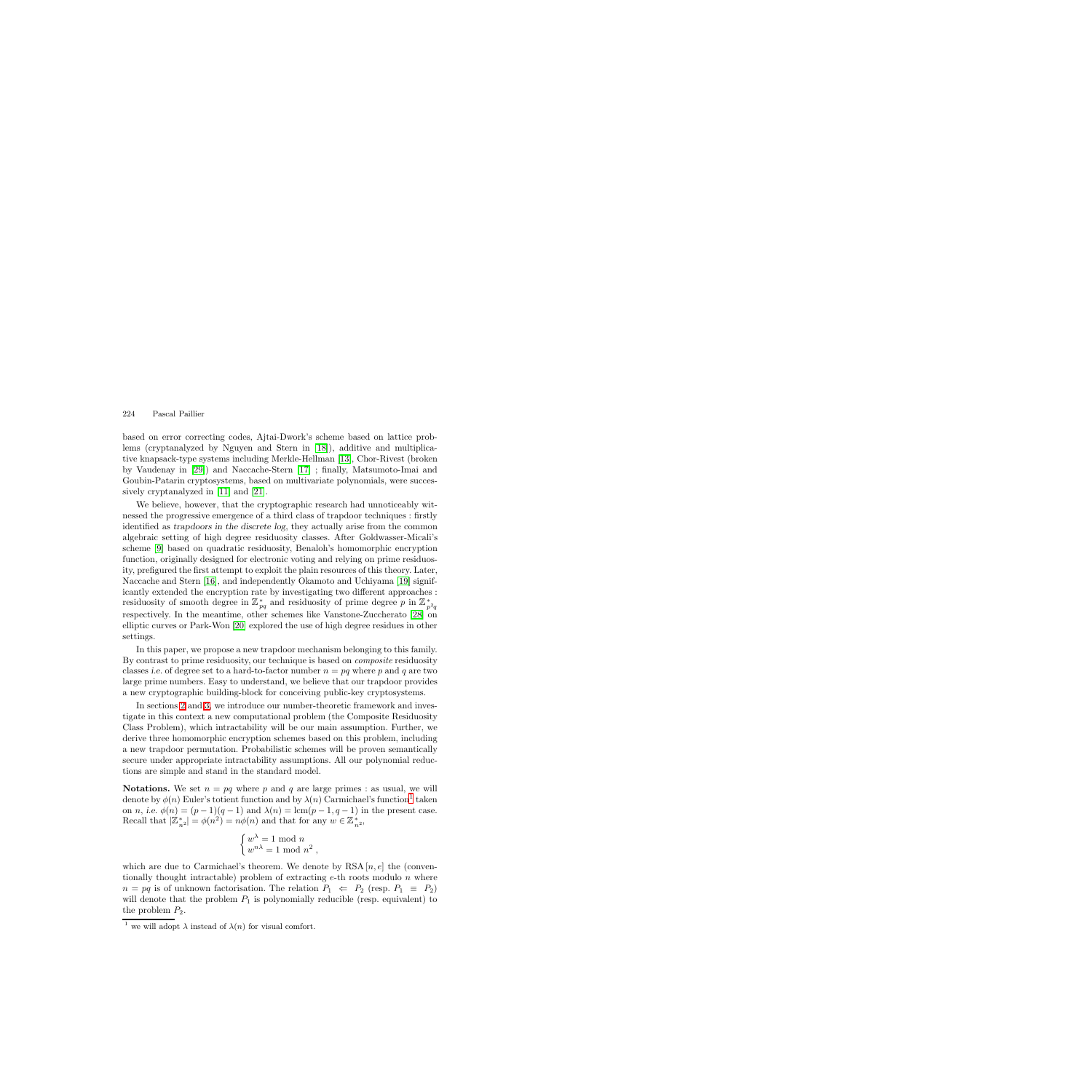based on error correcting codes, Ajtai-Dwork's scheme based on lattice problems (cryptanalyzed by Nguyen and Stern in [18]), additive and multiplicative knapsack-type systems including Merkle-Hellman [13], Chor-Rivest (broken by Vaudenay in [29]) and Naccache-Stern [17] ; finally, Matsumoto-Imai and Goubin-Patarin cryptosystems, based on multivariate polynomials, were successively cryptanalyzed in [11] and [21].

We believe, however, that the cryptographic research had unnoticeably witnessed the progressive emergence of a third class of trapdoor techniques : firstly identified as *trapdoors in the discrete log*, they actually arise from the common algebraic setting of high degree residuosity classes. After Goldwasser-Micali's scheme [9] based on quadratic residuosity, Benaloh's homomorphic encryption function, originally designed for electronic voting and relying on prime residuosity, prefigured the first attempt to exploit the plain resources of this theory. Later, Naccache and Stern [16], and independently Okamoto and Uchiyama [19] significantly extended the encryption rate by investigating two different approaches : residuosity of smooth degree in $\mathbb{Z}^*_{pq}$ and residuosity of prime degree $p$ in $\mathbb{Z}^*_{p^2q}$ respectively. In the meantime, other schemes like Vanstone-Zuccherato [28] on elliptic curves or Park-Won [20] explored the use of high degree residues in other settings.

In this paper, we propose a new trapdoor mechanism belonging to this family. By contrast to prime residuosity, our technique is based on *composite* residuosity classes *i.e.* of degree set to a hard-to-factor number $n = pq$ where $p$ and $q$ are two large prime numbers. Easy to understand, we believe that our trapdoor provides a new cryptographic building-block for conceiving public-key cryptosystems.

In sections 2 and 3, we introduce our number-theoretic framework and investigate in this context a new computational problem (the Composite Residuosity Class Problem), which intractability will be our main assumption. Further, we derive three homomorphic encryption schemes based on this problem, including a new trapdoor permutation. Probabilistic schemes will be proven semantically secure under appropriate intractability assumptions. All our polynomial reductions are simple and stand in the standard model.

**Notations.** We set $n = pq$ where $p$ and $q$ are large primes : as usual, we will denote by $\phi(n)$ Euler's totient function and by $\lambda(n)$ Carmichael's function[1] taken on $n$, *i.e.* $\phi(n) = (p-1)(q-1)$ and $\lambda(n) = \text{lcm}(p-1, q-1)$ in the present case. Recall that $|\mathbb{Z}^*_{n^2}| = \phi(n^2) = n\phi(n)$ and that for any $w \in \mathbb{Z}^*_{n^2}$,

$$\begin{cases} w^\lambda = 1 \bmod n \\ w^{n\lambda} = 1 \bmod n^2 \,, \end{cases}$$

which are due to Carmichael's theorem. We denote by $\text{RSA}\,[n, e]$ the (conventionally thought intractable) problem of extracting $e$-th roots modulo $n$ where $n = pq$ is of unknown factorisation. The relation $P_1 \Leftarrow P_2$ (resp. $P_1 \equiv P_2$) will denote that the problem $P_1$ is polynomially reducible (resp. equivalent) to the problem $P_2$.

[1] we will adopt $\lambda$ instead of $\lambda(n)$ for visual comfort.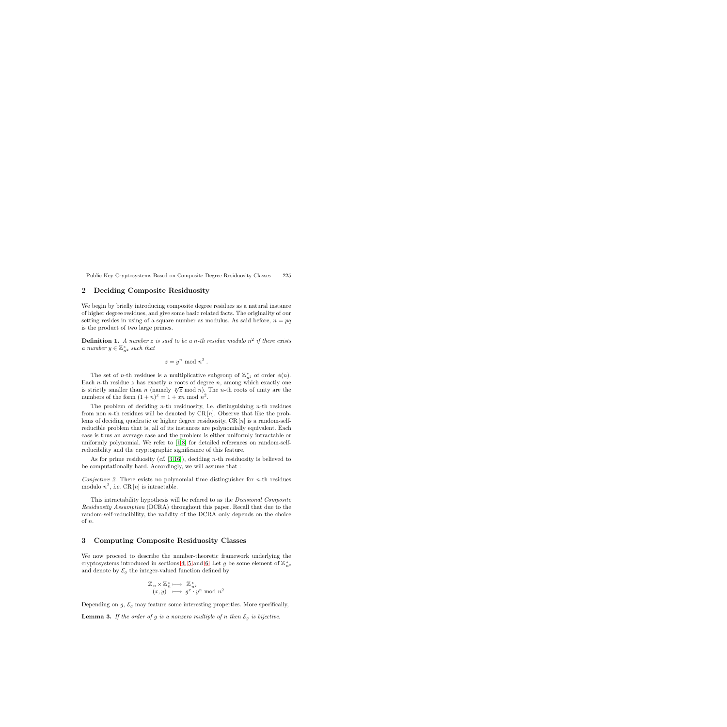## 2 Deciding Composite Residuosity

We begin by briefly introducing composite degree residues as a natural instance of higher degree residues, and give some basic related facts. The originality of our setting resides in using of a square number as modulus. As said before, $n = pq$ is the product of two large primes.

**Definition 1.** *A number $z$ is said to be a $n$-th residue modulo $n^2$ if there exists a number $y \in \mathbb{Z}^*_{n^2}$ such that*

$$z = y^n \bmod n^2 .$$

The set of $n$-th residues is a multiplicative subgroup of $\mathbb{Z}^*_{n^2}$ of order $\phi(n)$. Each $n$-th residue $z$ has exactly $n$ roots of degree $n$, among which exactly one is strictly smaller than $n$ (namely $\sqrt[n]{z} \bmod n$). The $n$-th roots of unity are the numbers of the form $(1+n)^x = 1 + xn \bmod n^2$.

The problem of deciding $n$-th residuosity, *i.e.* distinguishing $n$-th residues from non $n$-th residues will be denoted by $\mathrm{CR}\,[n]$. Observe that like the problems of deciding quadratic or higher degree residuosity, $\mathrm{CR}\,[n]$ is a random-self-reducible problem that is, all of its instances are polynomially equivalent. Each case is thus an average case and the problem is either uniformly intractable or uniformly polynomial. We refer to [1,8] for detailed references on random-self-reducibility and the cryptographic significance of this feature.

As for prime residuosity (*cf.* [3,16]), deciding $n$-th residuosity is believed to be computationally hard. Accordingly, we will assume that :

*Conjecture 2.* There exists no polynomial time distinguisher for $n$-th residues modulo $n^2$, *i.e.* $\mathrm{CR}\,[n]$ is intractable.

This intractability hypothesis will be refered to as the *Decisional Composite Residuosity Assumption* (DCRA) throughout this paper. Recall that due to the random-self-reducibility, the validity of the DCRA only depends on the choice of $n$.

## 3 Computing Composite Residuosity Classes

We now proceed to describe the number-theoretic framework underlying the cryptosystems introduced in sections 4, 5 and 6. Let $g$ be some element of $\mathbb{Z}^*_{n^2}$ and denote by $\mathcal{E}_g$ the integer-valued function defined by

$$\begin{array}{rcl} \mathbb{Z}_n \times \mathbb{Z}^*_n & \longmapsto & \mathbb{Z}^*_{n^2} \\ (x, y) & \longmapsto & g^x \cdot y^n \bmod n^2 \end{array}$$

Depending on $g$, $\mathcal{E}_g$ may feature some interesting properties. More specifically,

**Lemma 3.** *If the order of $g$ is a nonzero multiple of $n$ then $\mathcal{E}_g$ is bijective.*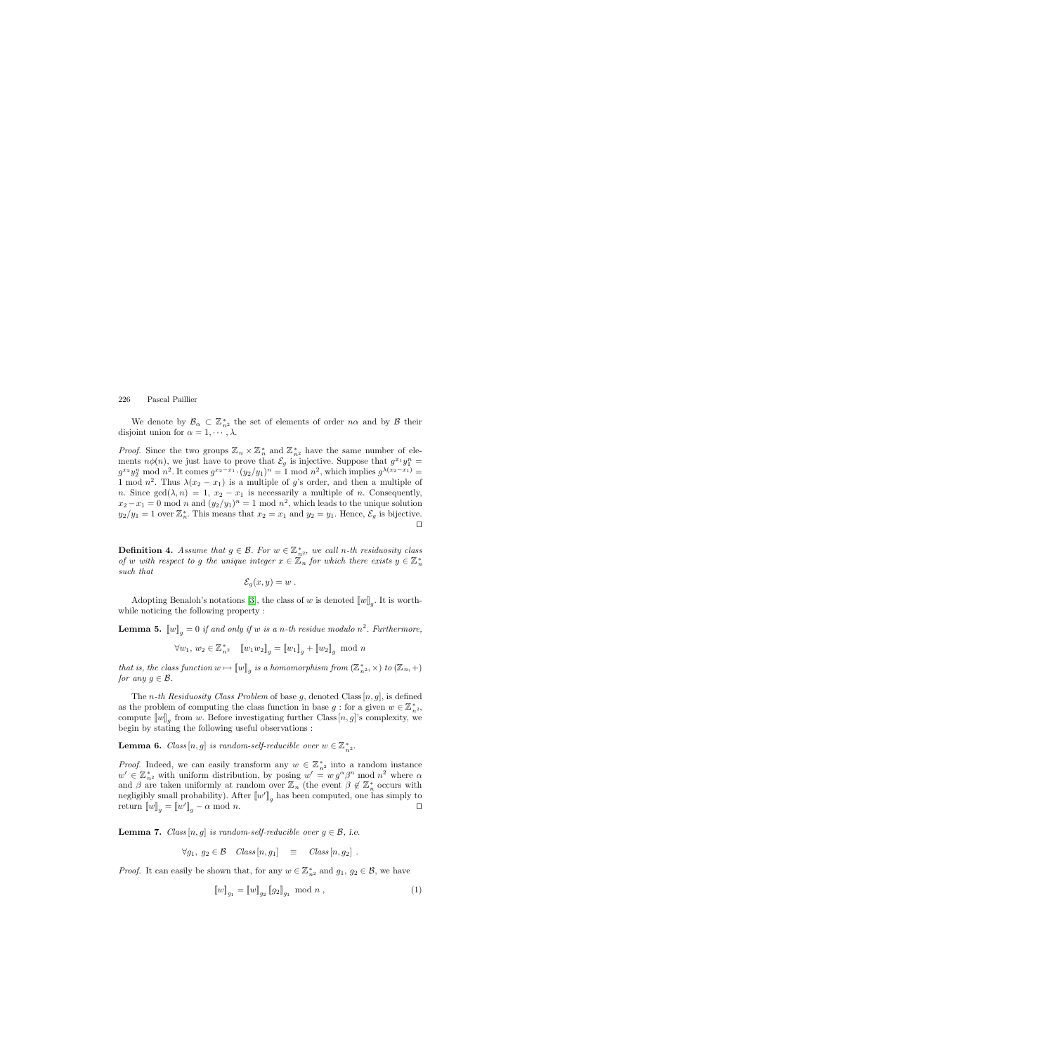We denote by $\mathcal{B}_\alpha \subset \mathbb{Z}^*_{n^2}$ the set of elements of order $n\alpha$ and by $\mathcal{B}$ their disjoint union for $\alpha = 1, \cdots, \lambda$.

*Proof.* Since the two groups $\mathbb{Z}_n \times \mathbb{Z}^*_n$ and $\mathbb{Z}^*_{n^2}$ have the same number of elements $n\phi(n)$, we just have to prove that $\mathcal{E}_g$ is injective. Suppose that $g^{x_1} y_1^n = g^{x_2} y_2^n \bmod n^2$. It comes $g^{x_2 - x_1} \cdot (y_2/y_1)^n = 1 \bmod n^2$, which implies $g^{\lambda(x_2 - x_1)} = 1 \bmod n^2$. Thus $\lambda(x_2 - x_1)$ is a multiple of $g$'s order, and then a multiple of $n$. Since $\gcd(\lambda, n) = 1$, $x_2 - x_1$ is necessarily a multiple of $n$. Consequently, $x_2 - x_1 = 0 \bmod n$ and $(y_2/y_1)^n = 1 \bmod n^2$, which leads to the unique solution $y_2/y_1 = 1$ over $\mathbb{Z}^*_n$. This means that $x_2 = x_1$ and $y_2 = y_1$. Hence, $\mathcal{E}_g$ is bijective. ⊓⊔

**Definition 4.** *Assume that $g \in \mathcal{B}$. For $w \in \mathbb{Z}^*_{n^2}$, we call n-th residuosity class of $w$ with respect to $g$ the unique integer $x \in \mathbb{Z}_n$ for which there exists $y \in \mathbb{Z}^*_n$ such that*

$$\mathcal{E}_g(x, y) = w \; .$$

Adopting Benaloh's notations [3], the class of $w$ is denoted $[\![w]\!]_g$. It is worthwhile noticing the following property :

**Lemma 5.** *$[\![w]\!]_g = 0$ if and only if $w$ is a n-th residue modulo $n^2$. Furthermore,*

$$\forall w_1, \, w_2 \in \mathbb{Z}^*_{n^2} \quad [\![w_1 w_2]\!]_g = [\![w_1]\!]_g + [\![w_2]\!]_g \bmod n$$

*that is, the class function $w \mapsto [\![w]\!]_g$ is a homomorphism from $(\mathbb{Z}^*_{n^2}, \times)$ to $(\mathbb{Z}_n, +)$ for any $g \in \mathcal{B}$.*

The *n-th Residuosity Class Problem* of base $g$, denoted $\text{Class}\,[n, g]$, is defined as the problem of computing the class function in base $g$ : for a given $w \in \mathbb{Z}^*_{n^2}$, compute $[\![w]\!]_g$ from $w$. Before investigating further $\text{Class}\,[n, g]$'s complexity, we begin by stating the following useful observations :

**Lemma 6.** *$\text{Class}\,[n, g]$ is random-self-reducible over $w \in \mathbb{Z}^*_{n^2}$.*

*Proof.* Indeed, we can easily transform any $w \in \mathbb{Z}^*_{n^2}$ into a random instance $w' \in \mathbb{Z}^*_{n^2}$ with uniform distribution, by posing $w' = w\, g^\alpha \beta^n \bmod n^2$ where $\alpha$ and $\beta$ are taken uniformly at random over $\mathbb{Z}_n$ (the event $\beta \notin \mathbb{Z}^*_n$ occurs with negligibly small probability). After $[\![w']\!]_g$ has been computed, one has simply to return $[\![w]\!]_g = [\![w']\!]_g - \alpha \bmod n$. ⊓⊔

**Lemma 7.** *$\text{Class}\,[n, g]$ is random-self-reducible over $g \in \mathcal{B}$, i.e.*

$$\forall g_1, \, g_2 \in \mathcal{B} \quad \text{Class}\,[n, g_1] \quad \equiv \quad \text{Class}\,[n, g_2] \; .$$

*Proof.* It can easily be shown that, for any $w \in \mathbb{Z}^*_{n^2}$ and $g_1, \, g_2 \in \mathcal{B}$, we have

$$[\![w]\!]_{g_1} = [\![w]\!]_{g_2} [\![g_2]\!]_{g_1} \bmod n \; , \tag{1}$$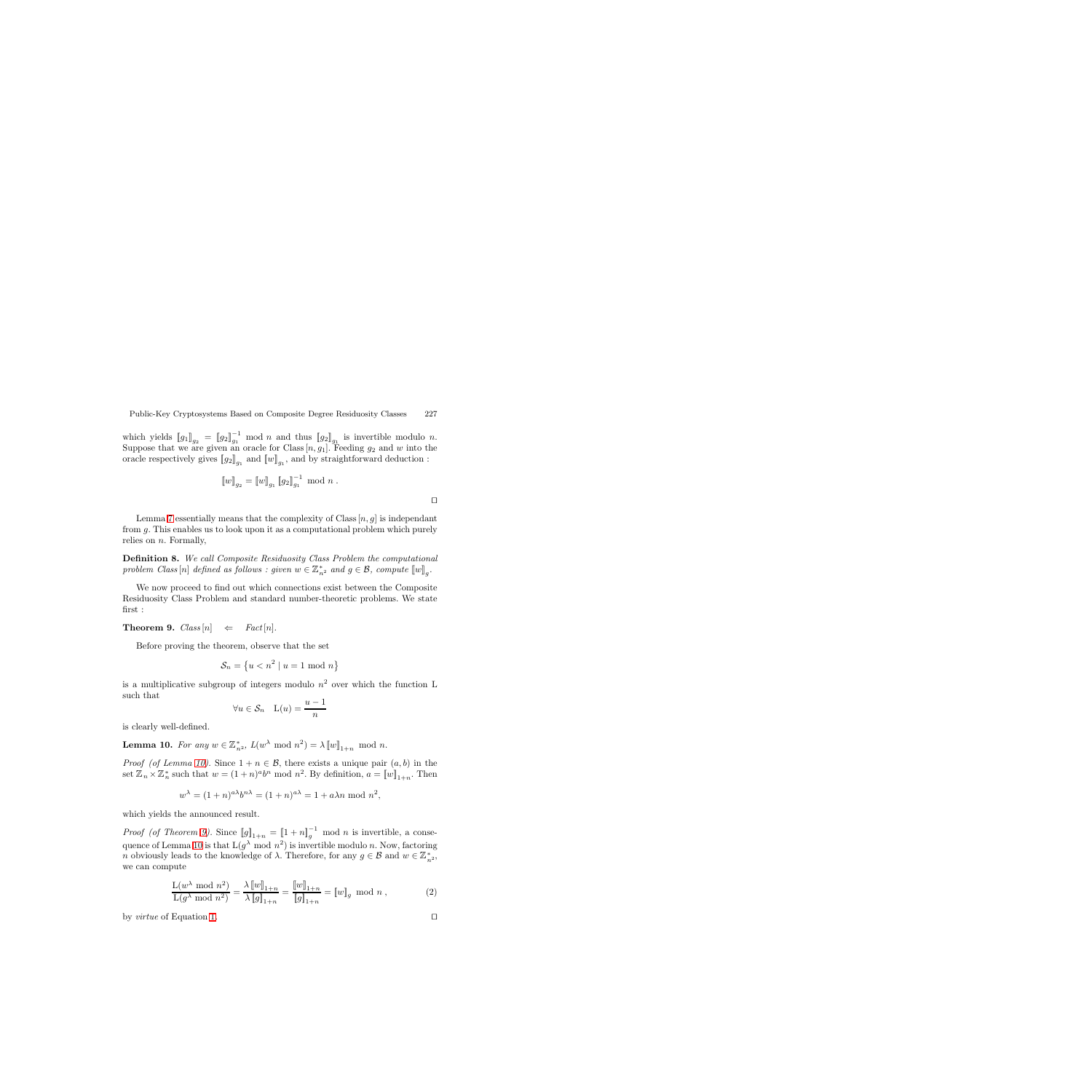which yields $[\![g_1]\!]_{g_2} = [\![g_2]\!]_{g_1}^{-1} \bmod n$ and thus $[\![g_2]\!]_{g_1}$ is invertible modulo $n$. Suppose that we are given an oracle for Class $[n, g_1]$. Feeding $g_2$ and $w$ into the oracle respectively gives $[\![g_2]\!]_{g_1}$ and $[\![w]\!]_{g_1}$, and by straightforward deduction :

$$[\![w]\!]_{g_2} = [\![w]\!]_{g_1} [\![g_2]\!]_{g_1}^{-1} \bmod n \, .$$

□

Lemma 7 essentially means that the complexity of Class $[n, g]$ is independant from $g$. This enables us to look upon it as a computational problem which purely relies on $n$. Formally,

**Definition 8.** *We call Composite Residuosity Class Problem the computational problem Class $[n]$ defined as follows : given $w \in \mathbb{Z}_{n^2}^*$ and $g \in \mathcal{B}$, compute $[\![w]\!]_g$.*

We now proceed to find out which connections exist between the Composite Residuosity Class Problem and standard number-theoretic problems. We state first :

**Theorem 9.** *Class $[n] \quad \Leftarrow \quad$ Fact $[n]$.*

Before proving the theorem, observe that the set

$$\mathcal{S}_n = \left\{ u < n^2 \mid u = 1 \bmod n \right\}$$

is a multiplicative subgroup of integers modulo $n^2$ over which the function L such that

$$\forall u \in \mathcal{S}_n \quad \mathrm{L}(u) = \frac{u-1}{n}$$

is clearly well-defined.

**Lemma 10.** *For any $w \in \mathbb{Z}_{n^2}^*$, $L(w^\lambda \bmod n^2) = \lambda [\![w]\!]_{1+n} \bmod n$.*

*Proof (of Lemma 10).* Since $1 + n \in \mathcal{B}$, there exists a unique pair $(a, b)$ in the set $\mathbb{Z}_n \times \mathbb{Z}_n^*$ such that $w = (1+n)^a b^n \bmod n^2$. By definition, $a = [\![w]\!]_{1+n}$. Then

$$w^\lambda = (1+n)^{a\lambda} b^{n\lambda} = (1+n)^{a\lambda} = 1 + a\lambda n \bmod n^2,$$

which yields the announced result.

*Proof (of Theorem 9).* Since $[\![g]\!]_{1+n} = [\![1+n]\!]_g^{-1} \bmod n$ is invertible, a consequence of Lemma 10 is that $\mathrm{L}(g^\lambda \bmod n^2)$ is invertible modulo $n$. Now, factoring $n$ obviously leads to the knowledge of $\lambda$. Therefore, for any $g \in \mathcal{B}$ and $w \in \mathbb{Z}_{n^2}^*$, we can compute

$$\frac{\mathrm{L}(w^\lambda \bmod n^2)}{\mathrm{L}(g^\lambda \bmod n^2)} = \frac{\lambda [\![w]\!]_{1+n}}{\lambda [\![g]\!]_{1+n}} = \frac{[\![w]\!]_{1+n}}{[\![g]\!]_{1+n}} = [\![w]\!]_g \bmod n \, , \tag{2}$$

by *virtue* of Equation 1.

□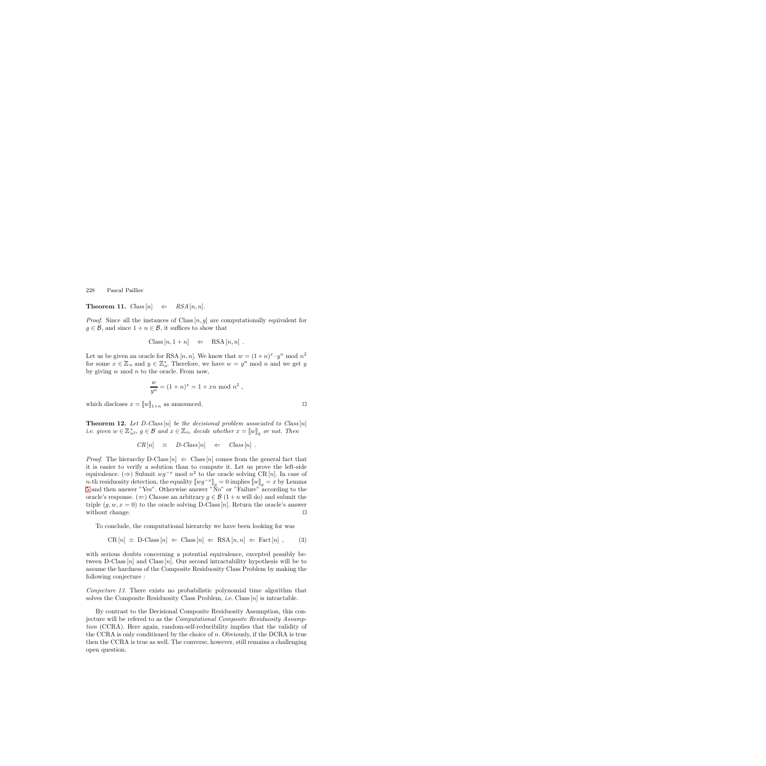**Theorem 11.** *Class* $[n] \quad \Leftarrow \quad$ *RSA* $[n, n]$.

*Proof.* Since all the instances of Class $[n, g]$ are computationally equivalent for $g \in \mathcal{B}$, and since $1 + n \in \mathcal{B}$, it suffices to show that

$$\text{Class}\,[n, 1+n] \quad \Leftarrow \quad \text{RSA}\,[n, n] \ .$$

Let us be given an oracle for RSA $[n, n]$. We know that $w = (1+n)^x \cdot y^n \bmod n^2$ for some $x \in \mathbb{Z}_n$ and $y \in \mathbb{Z}_n^*$. Therefore, we have $w = y^n \bmod n$ and we get $y$ by giving $w \bmod n$ to the oracle. From now,

$$\frac{w}{y^n} = (1+n)^x = 1 + xn \bmod n^2 \ ,$$

which discloses $x = [\![w]\!]_{1+n}$ as announced. □

**Theorem 12.** *Let D-Class* $[n]$ *be the decisional problem associated to Class* $[n]$ *i.e. given* $w \in \mathbb{Z}_{n^2}^*$, $g \in \mathcal{B}$ *and* $x \in \mathbb{Z}_n$, *decide whether* $x = [\![w]\!]_g$ *or not. Then*

$$CR\,[n] \quad \equiv \quad D\text{-}Class\,[n] \quad \Leftarrow \quad Class\,[n] \ .$$

*Proof.* The hierarchy D-Class $[n] \Leftarrow$ Class $[n]$ comes from the general fact that it is easier to verify a solution than to compute it. Let us prove the left-side equivalence. ($\Rightarrow$) Submit $wg^{-x} \bmod n^2$ to the oracle solving CR $[n]$. In case of $n$-th residuosity detection, the equality $[\![wg^{-x}]\!]_g = 0$ implies $[\![w]\!]_g = x$ by Lemma 5 and then answer "Yes". Otherwise answer "No" or "Failure" according to the oracle's response. ($\Leftarrow$) Choose an arbitrary $g \in \mathcal{B}$ ($1+n$ will do) and submit the triple $(g, w, x = 0)$ to the oracle solving D-Class $[n]$. Return the oracle's answer without change. □

To conclude, the computational hierarchy we have been looking for was

$$\text{CR}\,[n] \;\equiv\; \text{D-Class}\,[n] \;\Leftarrow\; \text{Class}\,[n] \;\Leftarrow\; \text{RSA}\,[n, n] \;\Leftarrow\; \text{Fact}\,[n] \ , \qquad (3)$$

with serious doubts concerning a potential equivalence, excepted possibly between D-Class $[n]$ and Class $[n]$. Our second intractability hypothesis will be to assume the hardness of the Composite Residuosity Class Problem by making the following conjecture :

*Conjecture 13.* There exists no probabilistic polynomial time algorithm that solves the Composite Residuosity Class Problem, *i.e.* Class $[n]$ is intractable.

By contrast to the Decisional Composite Residuosity Assumption, this conjecture will be refered to as the *Computational Composite Residuosity Assumption* (CCRA). Here again, random-self-reducibility implies that the validity of the CCRA is only conditioned by the choice of $n$. Obviously, if the DCRA is true then the CCRA is true as well. The converse, however, still remains a challenging open question.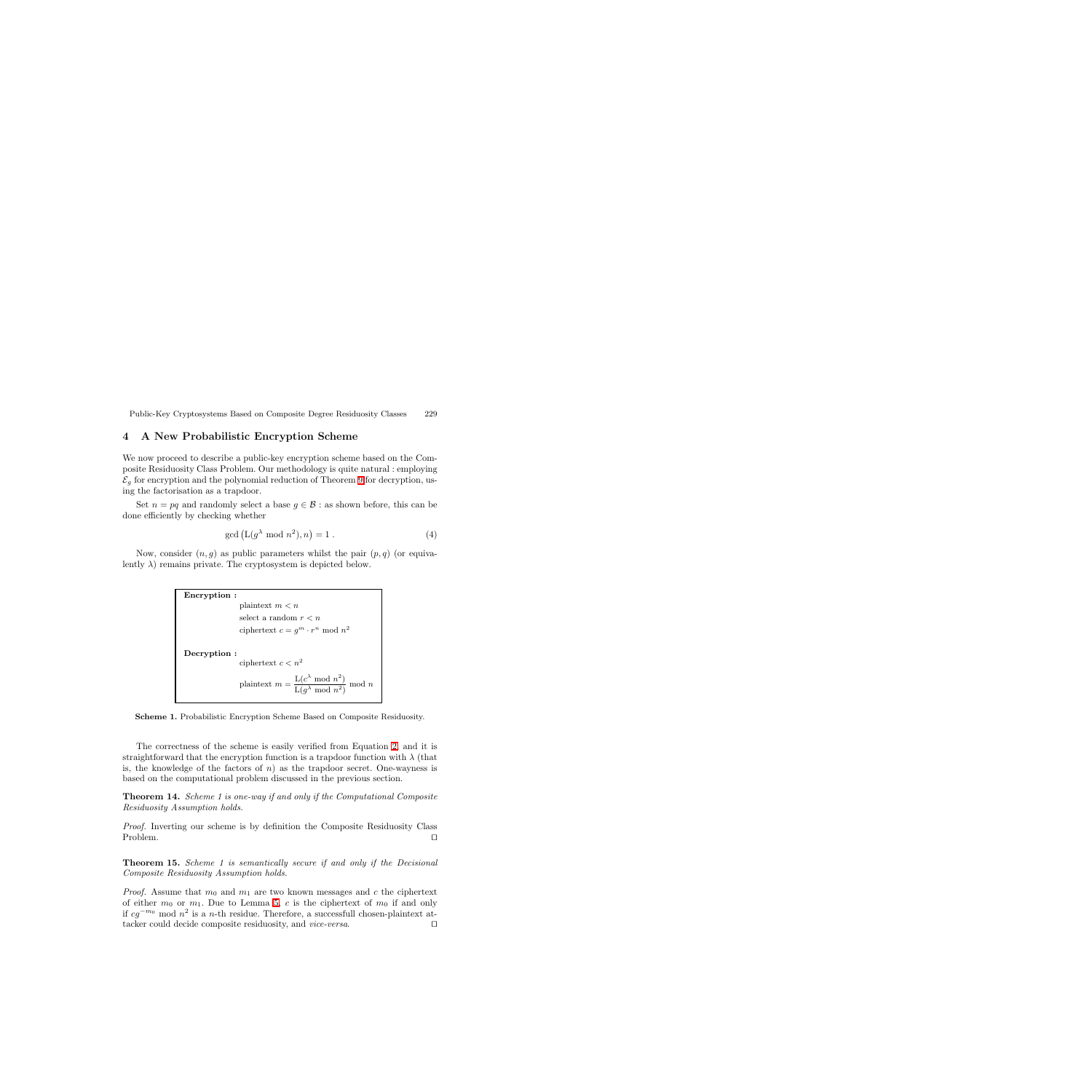## 4 A New Probabilistic Encryption Scheme

We now proceed to describe a public-key encryption scheme based on the Composite Residuosity Class Problem. Our methodology is quite natural : employing $\mathcal{E}_g$ for encryption and the polynomial reduction of Theorem 9 for decryption, using the factorisation as a trapdoor.

Set $n = pq$ and randomly select a base $g \in \mathcal{B}$ : as shown before, this can be done efficiently by checking whether

$$\gcd\left(\mathrm{L}(g^\lambda \bmod n^2), n\right) = 1 \, . \tag{4}$$

Now, consider $(n, g)$ as public parameters whilst the pair $(p, q)$ (or equivalently $\lambda$) remains private. The cryptosystem is depicted below.

**Encryption :**

plaintext $m < n$

select a random $r < n$

ciphertext $c = g^m \cdot r^n \bmod n^2$

**Decryption :**

ciphertext $c < n^2$

plaintext $m = \dfrac{\mathrm{L}(c^\lambda \bmod n^2)}{\mathrm{L}(g^\lambda \bmod n^2)} \bmod n$

**Scheme 1.** Probabilistic Encryption Scheme Based on Composite Residuosity.

The correctness of the scheme is easily verified from Equation 2, and it is straightforward that the encryption function is a trapdoor function with $\lambda$ (that is, the knowledge of the factors of $n$) as the trapdoor secret. One-wayness is based on the computational problem discussed in the previous section.

**Theorem 14.** *Scheme 1 is one-way if and only if the Computational Composite Residuosity Assumption holds.*

*Proof.* Inverting our scheme is by definition the Composite Residuosity Class Problem. ⊓⊔

**Theorem 15.** *Scheme 1 is semantically secure if and only if the Decisional Composite Residuosity Assumption holds.*

*Proof.* Assume that $m_0$ and $m_1$ are two known messages and $c$ the ciphertext of either $m_0$ or $m_1$. Due to Lemma 5, $c$ is the ciphertext of $m_0$ if and only if $cg^{-m_0} \bmod n^2$ is a $n$-th residue. Therefore, a successfull chosen-plaintext attacker could decide composite residuosity, and *vice-versa*. ⊓⊔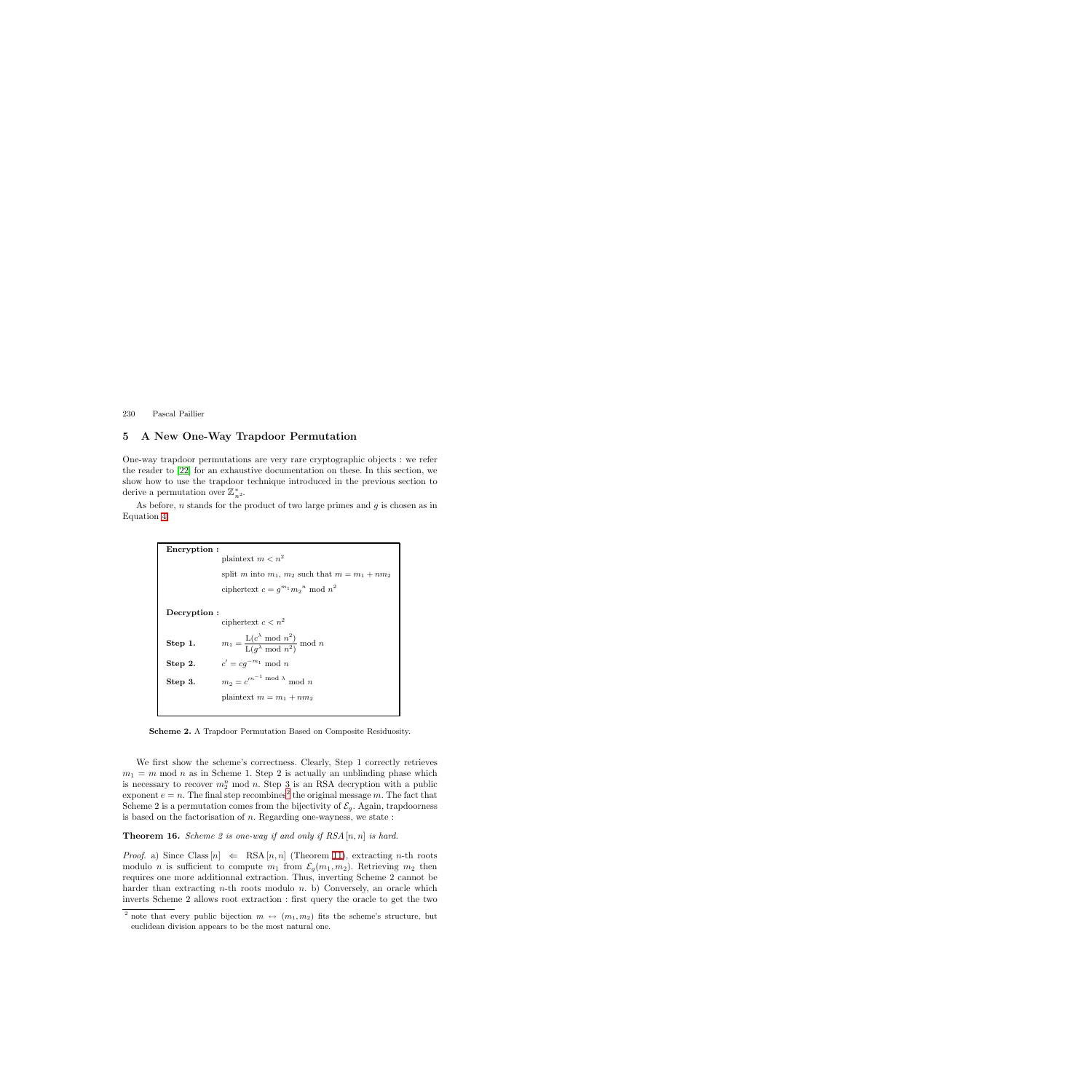## 5 A New One-Way Trapdoor Permutation

One-way trapdoor permutations are very rare cryptographic objects : we refer the reader to [22] for an exhaustive documentation on these. In this section, we show how to use the trapdoor technique introduced in the previous section to derive a permutation over $\mathbb{Z}^*_{n^2}$.

As before, $n$ stands for the product of two large primes and $g$ is chosen as in Equation 4.

| | |
|---|---|
| **Encryption :** | |
| | plaintext $m < n^2$ |
| | split $m$ into $m_1$, $m_2$ such that $m = m_1 + nm_2$ |
| | ciphertext $c = g^{m_1} {m_2}^n \bmod n^2$ |
| **Decryption :** | |
| | ciphertext $c < n^2$ |
| **Step 1.** | $m_1 = \dfrac{\mathrm{L}(c^\lambda \bmod n^2)}{\mathrm{L}(g^\lambda \bmod n^2)} \bmod n$ |
| **Step 2.** | $c' = cg^{-m_1} \bmod n$ |
| **Step 3.** | $m_2 = c'^{n^{-1} \bmod \lambda} \bmod n$ |
| | plaintext $m = m_1 + nm_2$ |

**Scheme 2.** A Trapdoor Permutation Based on Composite Residuosity.

We first show the scheme's correctness. Clearly, Step 1 correctly retrieves $m_1 = m \bmod n$ as in Scheme 1. Step 2 is actually an unblinding phase which is necessary to recover $m_2^n \bmod n$. Step 3 is an RSA decryption with a public exponent $e = n$. The final step recombines[2] the original message $m$. The fact that Scheme 2 is a permutation comes from the bijectivity of $\mathcal{E}_g$. Again, trapdoorness is based on the factorisation of $n$. Regarding one-wayness, we state :

**Theorem 16.** *Scheme 2 is one-way if and only if RSA* $[n, n]$ *is hard.*

*Proof.* a) Since $\mathrm{Class}\,[n] \Leftarrow \mathrm{RSA}\,[n, n]$ (Theorem 11), extracting $n$-th roots modulo $n$ is sufficient to compute $m_1$ from $\mathcal{E}_g(m_1, m_2)$. Retrieving $m_2$ then requires one more additionnal extraction. Thus, inverting Scheme 2 cannot be harder than extracting $n$-th roots modulo $n$. b) Conversely, an oracle which inverts Scheme 2 allows root extraction : first query the oracle to get the two

---

[2] note that every public bijection $m \leftrightarrow (m_1, m_2)$ fits the scheme's structure, but euclidean division appears to be the most natural one.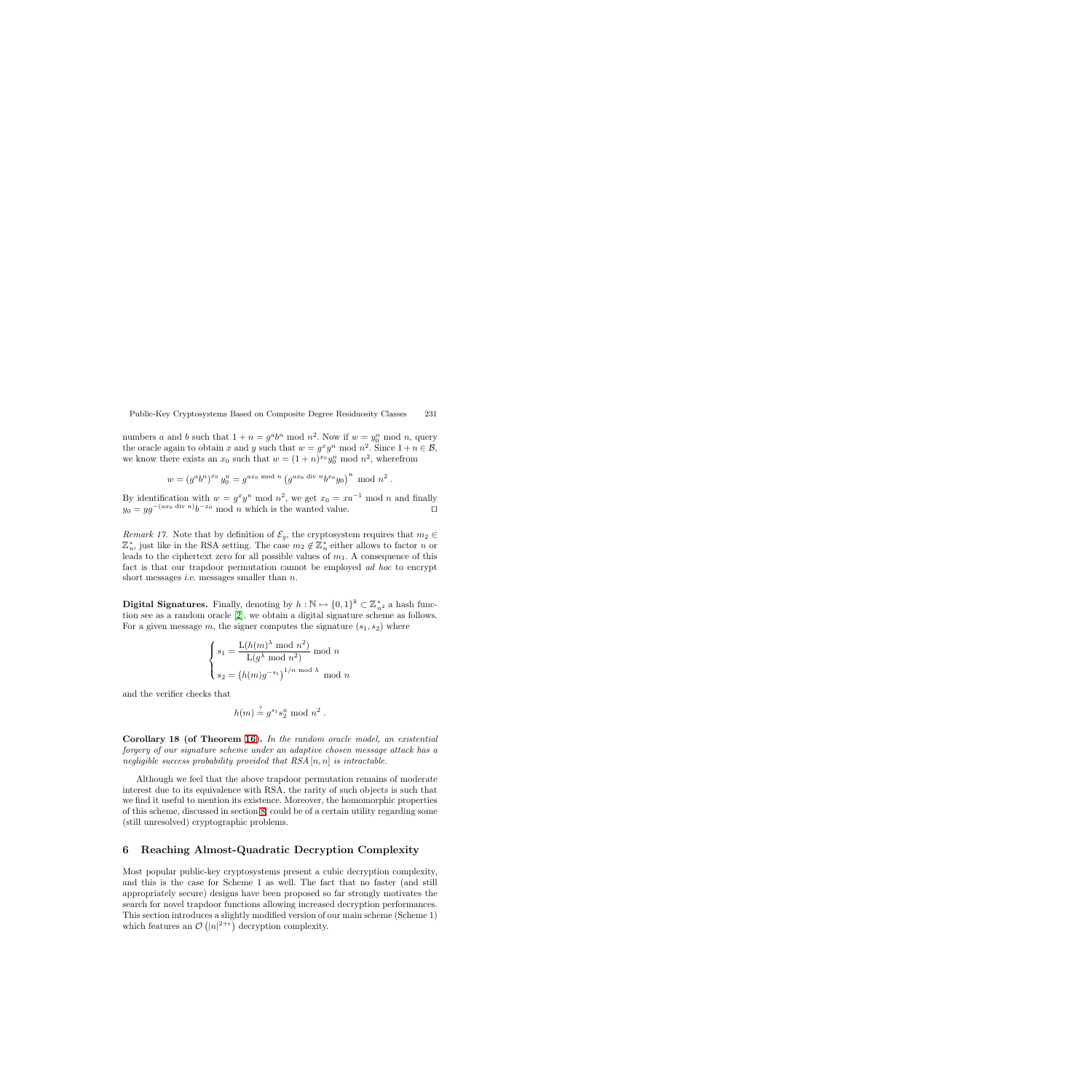numbers $a$ and $b$ such that $1 + n = g^a b^n \bmod n^2$. Now if $w = y_0^n \bmod n$, query the oracle again to obtain $x$ and $y$ such that $w = g^x y^n \bmod n^2$. Since $1 + n \in \mathcal{B}$, we know there exists an $x_0$ such that $w = (1+n)^{x_0} y_0^n \bmod n^2$, wherefrom

$$w = (g^a b^n)^{x_0} y_0^n = g^{ax_0 \bmod n} \left(g^{ax_0 \text{ div } n} b^{x_0} y_0\right)^n \bmod n^2 .$$

By identification with $w = g^x y^n \bmod n^2$, we get $x_0 = xa^{-1} \bmod n$ and finally $y_0 = y g^{-(ax_0 \text{ div } n)} b^{-x_0} \bmod n$ which is the wanted value. $\square$

*Remark 17.* Note that by definition of $\mathcal{E}_g$, the cryptosystem requires that $m_2 \in \mathbb{Z}_n^*$, just like in the RSA setting. The case $m_2 \notin \mathbb{Z}_n^*$ either allows to factor $n$ or leads to the ciphertext zero for all possible values of $m_1$. A consequence of this fact is that our trapdoor permutation cannot be employed *ad hoc* to encrypt short messages *i.e.* messages smaller than $n$.

**Digital Signatures.** Finally, denoting by $h : \mathbb{N} \mapsto \{0,1\}^k \subset \mathbb{Z}_{n^2}^*$ a hash function see as a random oracle [2], we obtain a digital signature scheme as follows. For a given message $m$, the signer computes the signature $(s_1, s_2)$ where

$$\begin{cases} s_1 = \dfrac{\mathrm{L}(h(m)^\lambda \bmod n^2)}{\mathrm{L}(g^\lambda \bmod n^2)} \bmod n \\ s_2 = \left(h(m) g^{-s_1}\right)^{1/n \bmod \lambda} \bmod n \end{cases}$$

and the verifier checks that

$$h(m) \stackrel{?}{=} g^{s_1} s_2^n \bmod n^2 .$$

**Corollary 18 (of Theorem 16).** *In the random oracle model, an existential forgery of our signature scheme under an adaptive chosen message attack has a negligible success probability provided that RSA $[n, n]$ is intractable.*

Although we feel that the above trapdoor permutation remains of moderate interest due to its equivalence with RSA, the rarity of such objects is such that we find it useful to mention its existence. Moreover, the homomorphic properties of this scheme, discussed in section 8, could be of a certain utility regarding some (still unresolved) cryptographic problems.

## 6 Reaching Almost-Quadratic Decryption Complexity

Most popular public-key cryptosystems present a cubic decryption complexity, and this is the case for Scheme 1 as well. The fact that no faster (and still appropriately secure) designs have been proposed so far strongly motivates the search for novel trapdoor functions allowing increased decryption performances. This section introduces a slightly modified version of our main scheme (Scheme 1) which features an $\mathcal{O}\left(|n|^{2+\epsilon}\right)$ decryption complexity.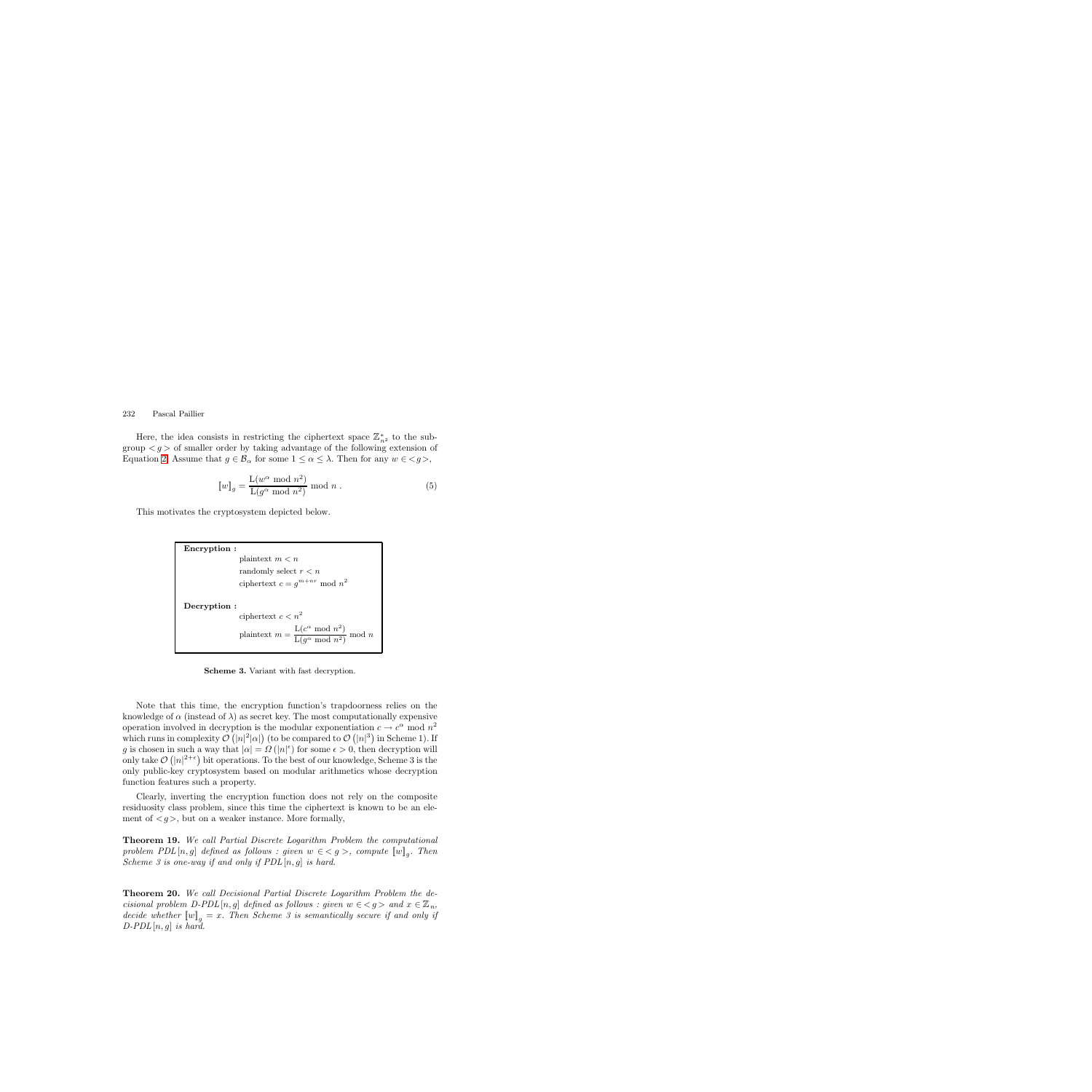Here, the idea consists in restricting the ciphertext space $\mathbb{Z}_{n^2}^*$ to the subgroup $<g>$ of smaller order by taking advantage of the following extension of Equation 2. Assume that $g \in \mathcal{B}_\alpha$ for some $1 \leq \alpha \leq \lambda$. Then for any $w \in <g>$,

$$[\![w]\!]_g = \frac{\mathrm{L}(w^\alpha \bmod n^2)}{\mathrm{L}(g^\alpha \bmod n^2)} \bmod n \; . \tag{5}$$

This motivates the cryptosystem depicted below.

**Encryption :**

plaintext $m < n$

randomly select $r < n$

ciphertext $c = g^{m+nr} \bmod n^2$

**Decryption :**

ciphertext $c < n^2$

plaintext $m = \dfrac{\mathrm{L}(c^\alpha \bmod n^2)}{\mathrm{L}(g^\alpha \bmod n^2)} \bmod n$

**Scheme 3.** Variant with fast decryption.

Note that this time, the encryption function's trapdoorness relies on the knowledge of $\alpha$ (instead of $\lambda$) as secret key. The most computationally expensive operation involved in decryption is the modular exponentiation $c \to c^\alpha \bmod n^2$ which runs in complexity $\mathcal{O}\left(|n|^2|\alpha|\right)$ (to be compared to $\mathcal{O}\left(|n|^3\right)$ in Scheme 1). If $g$ is chosen in such a way that $|\alpha| = \Omega\left(|n|^\epsilon\right)$ for some $\epsilon > 0$, then decryption will only take $\mathcal{O}\left(|n|^{2+\epsilon}\right)$ bit operations. To the best of our knowledge, Scheme 3 is the only public-key cryptosystem based on modular arithmetics whose decryption function features such a property.

Clearly, inverting the encryption function does not rely on the composite residuosity class problem, since this time the ciphertext is known to be an element of $<g>$, but on a weaker instance. More formally,

**Theorem 19.** *We call Partial Discrete Logarithm Problem the computational problem PDL$[n, g]$ defined as follows : given $w \in <g>$, compute $[\![w]\!]_g$. Then Scheme 3 is one-way if and only if PDL$[n, g]$ is hard.*

**Theorem 20.** *We call Decisional Partial Discrete Logarithm Problem the decisional problem D-PDL$[n, g]$ defined as follows : given $w \in <g>$ and $x \in \mathbb{Z}_n$, decide whether $[\![w]\!]_g = x$. Then Scheme 3 is semantically secure if and only if D-PDL$[n, g]$ is hard.*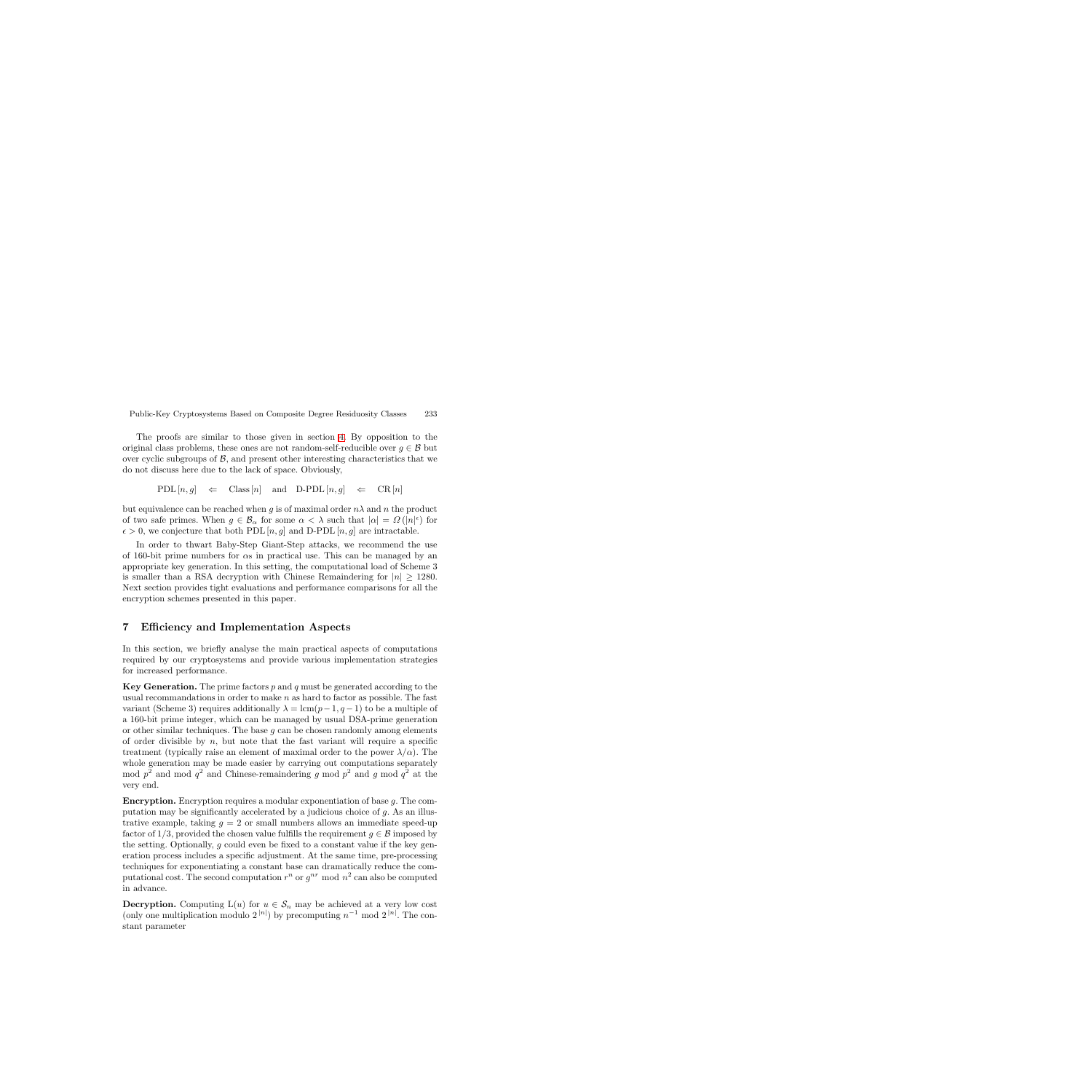The proofs are similar to those given in section 4. By opposition to the original class problems, these ones are not random-self-reducible over $g \in \mathcal{B}$ but over cyclic subgroups of $\mathcal{B}$, and present other interesting characteristics that we do not discuss here due to the lack of space. Obviously,

$$\mathrm{PDL}\,[n,g] \quad \Leftarrow \quad \mathrm{Class}\,[n] \quad \text{and} \quad \text{D-PDL}\,[n,g] \quad \Leftarrow \quad \mathrm{CR}\,[n]$$

but equivalence can be reached when $g$ is of maximal order $n\lambda$ and $n$ the product of two safe primes. When $g \in \mathcal{B}_\alpha$ for some $\alpha < \lambda$ such that $|\alpha| = \Omega\left(|n|^\epsilon\right)$ for $\epsilon > 0$, we conjecture that both $\mathrm{PDL}\,[n,g]$ and $\text{D-PDL}\,[n,g]$ are intractable.

In order to thwart Baby-Step Giant-Step attacks, we recommend the use of 160-bit prime numbers for $\alpha$s in practical use. This can be managed by an appropriate key generation. In this setting, the computational load of Scheme 3 is smaller than a RSA decryption with Chinese Remaindering for $|n| \geq 1280$. Next section provides tight evaluations and performance comparisons for all the encryption schemes presented in this paper.

## 7 Efficiency and Implementation Aspects

In this section, we briefly analyse the main practical aspects of computations required by our cryptosystems and provide various implementation strategies for increased performance.

**Key Generation.** The prime factors $p$ and $q$ must be generated according to the usual recommandations in order to make $n$ as hard to factor as possible. The fast variant (Scheme 3) requires additionally $\lambda = \mathrm{lcm}(p-1, q-1)$ to be a multiple of a 160-bit prime integer, which can be managed by usual DSA-prime generation or other similar techniques. The base $g$ can be chosen randomly among elements of order divisible by $n$, but note that the fast variant will require a specific treatment (typically raise an element of maximal order to the power $\lambda/\alpha$). The whole generation may be made easier by carrying out computations separately mod $p^2$ and mod $q^2$ and Chinese-remaindering $g$ mod $p^2$ and $g$ mod $q^2$ at the very end.

**Encryption.** Encryption requires a modular exponentiation of base $g$. The computation may be significantly accelerated by a judicious choice of $g$. As an illustrative example, taking $g = 2$ or small numbers allows an immediate speed-up factor of $1/3$, provided the chosen value fulfills the requirement $g \in \mathcal{B}$ imposed by the setting. Optionally, $g$ could even be fixed to a constant value if the key generation process includes a specific adjustment. At the same time, pre-processing techniques for exponentiating a constant base can dramatically reduce the computational cost. The second computation $r^n$ or $g^{nr} \bmod n^2$ can also be computed in advance.

**Decryption.** Computing $\mathrm{L}(u)$ for $u \in \mathcal{S}_n$ may be achieved at a very low cost (only one multiplication modulo $2^{|n|}$) by precomputing $n^{-1} \bmod 2^{|n|}$. The constant parameter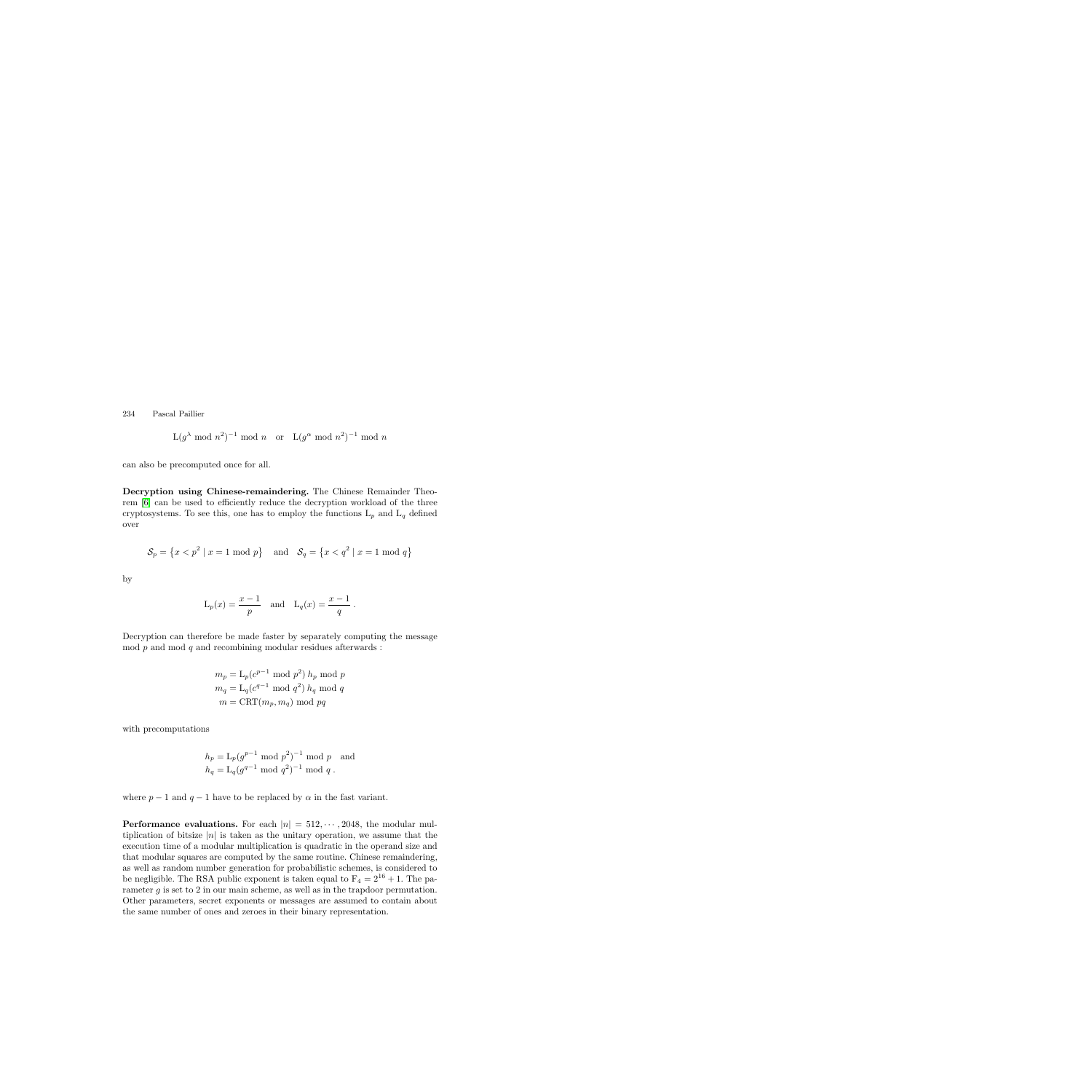$$\mathrm{L}(g^{\lambda} \bmod n^2)^{-1} \bmod n \quad \text{or} \quad \mathrm{L}(g^{\alpha} \bmod n^2)^{-1} \bmod n$$

can also be precomputed once for all.

**Decryption using Chinese-remaindering.** The Chinese Remainder Theorem [6] can be used to efficiently reduce the decryption workload of the three cryptosystems. To see this, one has to employ the functions $\mathrm{L}_p$ and $\mathrm{L}_q$ defined over

$$\mathcal{S}_p = \left\{x < p^2 \mid x = 1 \bmod p\right\} \quad \text{and} \quad \mathcal{S}_q = \left\{x < q^2 \mid x = 1 \bmod q\right\}$$

by

$$\mathrm{L}_p(x) = \frac{x-1}{p} \quad \text{and} \quad \mathrm{L}_q(x) = \frac{x-1}{q} \, .$$

Decryption can therefore be made faster by separately computing the message mod $p$ and mod $q$ and recombining modular residues afterwards :

$$\begin{aligned} m_p &= \mathrm{L}_p(c^{p-1} \bmod p^2)\, h_p \bmod p \\ m_q &= \mathrm{L}_q(c^{q-1} \bmod q^2)\, h_q \bmod q \\ m &= \mathrm{CRT}(m_p, m_q) \bmod pq \end{aligned}$$

with precomputations

$$\begin{aligned} h_p &= \mathrm{L}_p(g^{p-1} \bmod p^2)^{-1} \bmod p \quad \text{and} \\ h_q &= \mathrm{L}_q(g^{q-1} \bmod q^2)^{-1} \bmod q \, . \end{aligned}$$

where $p-1$ and $q-1$ have to be replaced by $\alpha$ in the fast variant.

**Performance evaluations.** For each $|n| = 512, \cdots, 2048$, the modular multiplication of bitsize $|n|$ is taken as the unitary operation, we assume that the execution time of a modular multiplication is quadratic in the operand size and that modular squares are computed by the same routine. Chinese remaindering, as well as random number generation for probabilistic schemes, is considered to be negligible. The RSA public exponent is taken equal to $\mathrm{F}_4 = 2^{16}+1$. The parameter $g$ is set to 2 in our main scheme, as well as in the trapdoor permutation. Other parameters, secret exponents or messages are assumed to contain about the same number of ones and zeroes in their binary representation.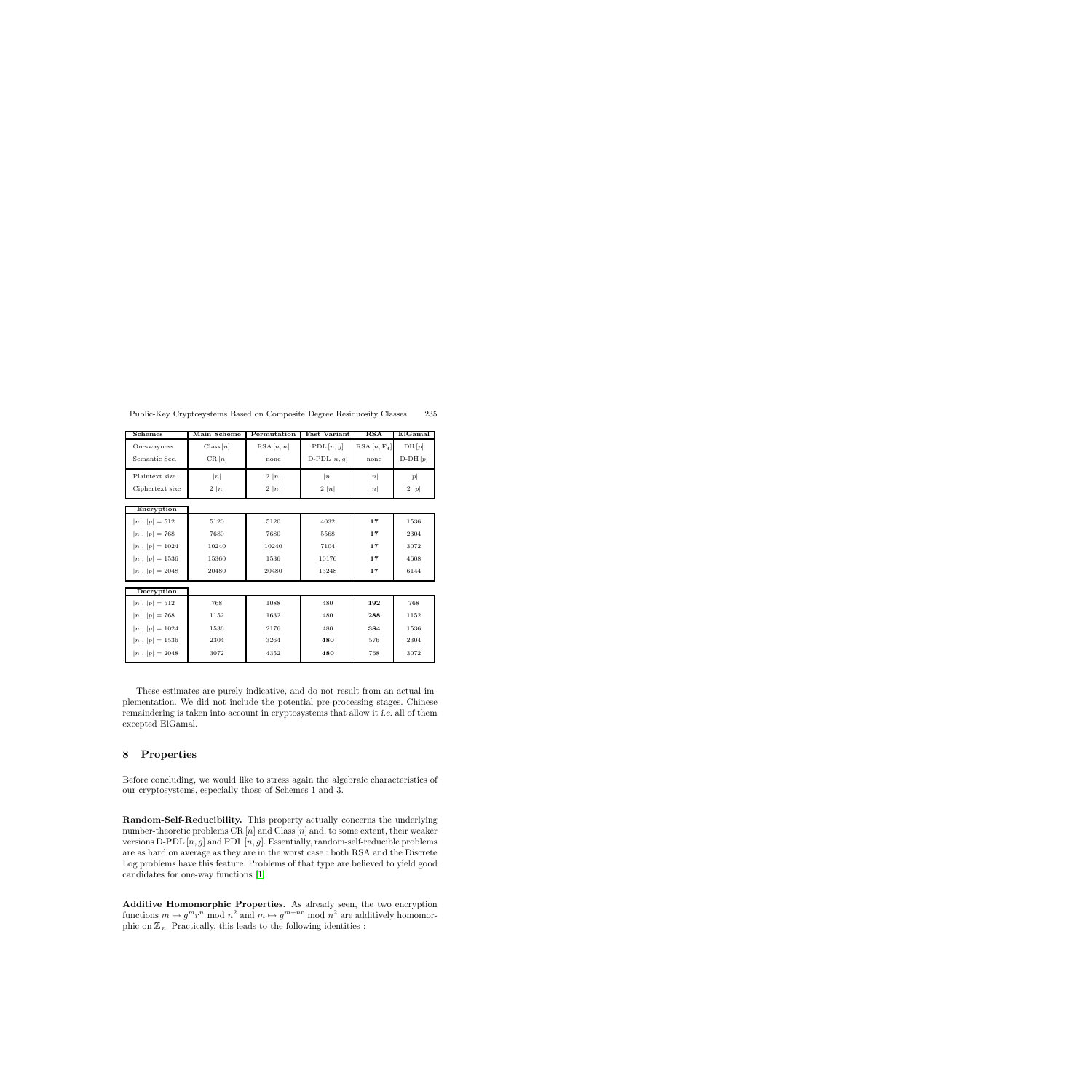| Schemes | Main Scheme | Permutation | Fast Variant | RSA | ElGamal |
|---|---|---|---|---|---|
| One-wayness | Class $[n]$ | RSA $[n, n]$ | PDL $[n, g]$ | RSA $[n, F_4]$ | DH $[p]$ |
| Semantic Sec. | CR $[n]$ | none | D-PDL $[n, g]$ | none | D-DH $[p]$ |
| Plaintext size | $\vert n\vert$ | $2\ \vert n\vert$ | $\vert n\vert$ | $\vert n\vert$ | $\vert p\vert$ |
| Ciphertext size | $2\ \vert n\vert$ | $2\ \vert n\vert$ | $2\ \vert n\vert$ | $\vert n\vert$ | $2\ \vert p\vert$ |
| **Encryption** | | | | | |
| $\vert n\vert, \vert p\vert = 512$ | 5120 | 5120 | 4032 | **17** | 1536 |
| $\vert n\vert, \vert p\vert = 768$ | 7680 | 7680 | 5568 | **17** | 2304 |
| $\vert n\vert, \vert p\vert = 1024$ | 10240 | 10240 | 7104 | **17** | 3072 |
| $\vert n\vert, \vert p\vert = 1536$ | 15360 | 1536 | 10176 | **17** | 4608 |
| $\vert n\vert, \vert p\vert = 2048$ | 20480 | 20480 | 13248 | **17** | 6144 |
| **Decryption** | | | | | |
| $\vert n\vert, \vert p\vert = 512$ | 768 | 1088 | 480 | **192** | 768 |
| $\vert n\vert, \vert p\vert = 768$ | 1152 | 1632 | 480 | **288** | 1152 |
| $\vert n\vert, \vert p\vert = 1024$ | 1536 | 2176 | 480 | **384** | 1536 |
| $\vert n\vert, \vert p\vert = 1536$ | 2304 | 3264 | **480** | 576 | 2304 |
| $\vert n\vert, \vert p\vert = 2048$ | 3072 | 4352 | **480** | 768 | 3072 |

These estimates are purely indicative, and do not result from an actual implementation. We did not include the potential pre-processing stages. Chinese remaindering is taken into account in cryptosystems that allow it *i.e.* all of them excepted ElGamal.

## 8 Properties

Before concluding, we would like to stress again the algebraic characteristics of our cryptosystems, especially those of Schemes 1 and 3.

**Random-Self-Reducibility.** This property actually concerns the underlying number-theoretic problems CR $[n]$ and Class $[n]$ and, to some extent, their weaker versions D-PDL $[n, g]$ and PDL $[n, g]$. Essentially, random-self-reducible problems are as hard on average as they are in the worst case : both RSA and the Discrete Log problems have this feature. Problems of that type are believed to yield good candidates for one-way functions [1].

**Additive Homomorphic Properties.** As already seen, the two encryption functions $m \mapsto g^m r^n \bmod n^2$ and $m \mapsto g^{m+nr} \bmod n^2$ are additively homomorphic on $\mathbb{Z}_n$. Practically, this leads to the following identities :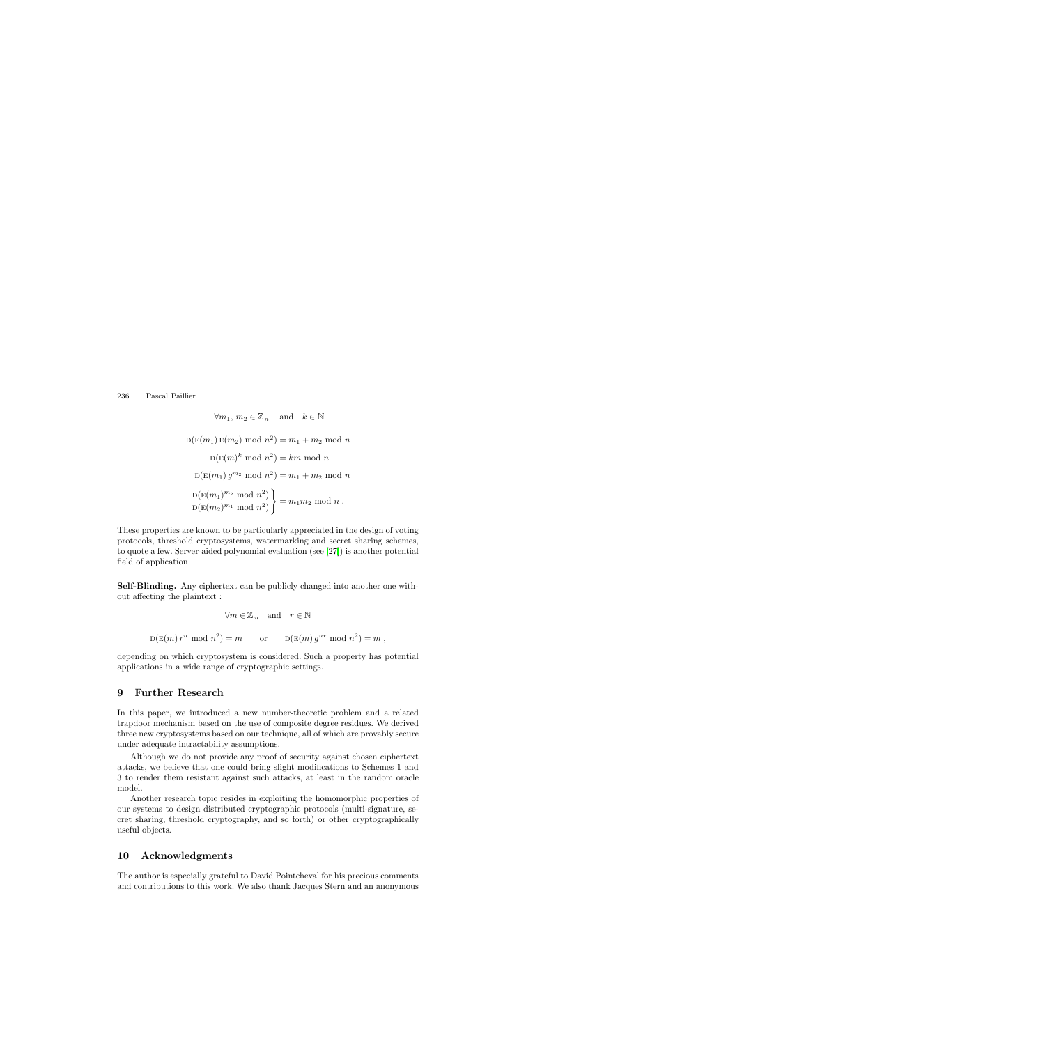$$\forall m_1, m_2 \in \mathbb{Z}_n \quad \text{and} \quad k \in \mathbb{N}$$

$$\text{D}(\text{E}(m_1)\,\text{E}(m_2) \bmod n^2) = m_1 + m_2 \bmod n$$

$$\text{D}(\text{E}(m)^k \bmod n^2) = km \bmod n$$

$$\text{D}(\text{E}(m_1)\,g^{m_2} \bmod n^2) = m_1 + m_2 \bmod n$$

$$\left.\begin{array}{l}\text{D}(\text{E}(m_1)^{m_2} \bmod n^2)\\ \text{D}(\text{E}(m_2)^{m_1} \bmod n^2)\end{array}\right\} = m_1 m_2 \bmod n\,.$$

These properties are known to be particularly appreciated in the design of voting protocols, threshold cryptosystems, watermarking and secret sharing schemes, to quote a few. Server-aided polynomial evaluation (see [27]) is another potential field of application.

**Self-Blinding.** Any ciphertext can be publicly changed into another one without affecting the plaintext :

$$\forall m \in \mathbb{Z}_n \quad \text{and} \quad r \in \mathbb{N}$$

$$\text{D}(\text{E}(m)\,r^n \bmod n^2) = m \qquad \text{or} \qquad \text{D}(\text{E}(m)\,g^{nr} \bmod n^2) = m\,,$$

depending on which cryptosystem is considered. Such a property has potential applications in a wide range of cryptographic settings.

## 9 Further Research

In this paper, we introduced a new number-theoretic problem and a related trapdoor mechanism based on the use of composite degree residues. We derived three new cryptosystems based on our technique, all of which are provably secure under adequate intractability assumptions.

Although we do not provide any proof of security against chosen ciphertext attacks, we believe that one could bring slight modifications to Schemes 1 and 3 to render them resistant against such attacks, at least in the random oracle model.

Another research topic resides in exploiting the homomorphic properties of our systems to design distributed cryptographic protocols (multi-signature, secret sharing, threshold cryptography, and so forth) or other cryptographically useful objects.

## 10 Acknowledgments

The author is especially grateful to David Pointcheval for his precious comments and contributions to this work. We also thank Jacques Stern and an anonymous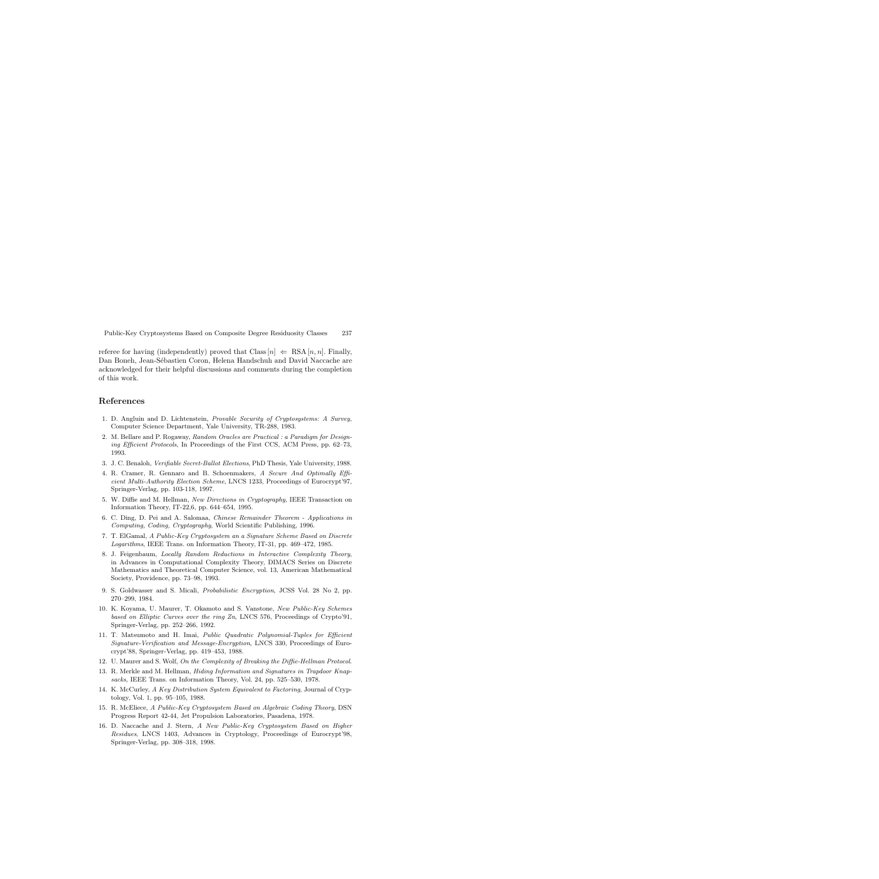referee for having (independently) proved that $\text{Class}[n] \Leftarrow \text{RSA}[n, n]$. Finally, Dan Boneh, Jean-Sébastien Coron, Helena Handschuh and David Naccache are acknowledged for their helpful discussions and comments during the completion of this work.

## References

1. D. Angluin and D. Lichtenstein, *Provable Security of Cryptosystems: A Survey*, Computer Science Department, Yale University, TR-288, 1983.
2. M. Bellare and P. Rogaway, *Random Oracles are Practical : a Paradigm for Designing Efficient Protocols*, In Proceedings of the First CCS, ACM Press, pp. 62–73, 1993.
3. J. C. Benaloh, *Verifiable Secret-Ballot Elections*, PhD Thesis, Yale University, 1988.
4. R. Cramer, R. Gennaro and B. Schoenmakers, *A Secure And Optimally Efficient Multi-Authority Election Scheme*, LNCS 1233, Proceedings of Eurocrypt'97, Springer-Verlag, pp. 103-118, 1997.
5. W. Diffie and M. Hellman, *New Directions in Cryptography*, IEEE Transaction on Information Theory, IT-22,6, pp. 644–654, 1995.
6. C. Ding, D. Pei and A. Salomaa, *Chinese Remainder Theorem - Applications in Computing, Coding, Cryptography*, World Scientific Publishing, 1996.
7. T. ElGamal, *A Public-Key Cryptosystem an a Signature Scheme Based on Discrete Logarithms*, IEEE Trans. on Information Theory, IT-31, pp. 469–472, 1985.
8. J. Feigenbaum, *Locally Random Reductions in Interactive Complexity Theory*, in Advances in Computational Complexity Theory, DIMACS Series on Discrete Mathematics and Theoretical Computer Science, vol. 13, American Mathematical Society, Providence, pp. 73–98, 1993.
9. S. Goldwasser and S. Micali, *Probabilistic Encryption*, JCSS Vol. 28 No 2, pp. 270–299, 1984.
10. K. Koyama, U. Maurer, T. Okamoto and S. Vanstone, *New Public-Key Schemes based on Elliptic Curves over the ring Zn*, LNCS 576, Proceedings of Crypto'91, Springer-Verlag, pp. 252–266, 1992.
11. T. Matsumoto and H. Imai, *Public Quadratic Polynomial-Tuples for Efficient Signature-Verification and Message-Encryption*, LNCS 330, Proceedings of Eurocrypt'88, Springer-Verlag, pp. 419–453, 1988.
12. U. Maurer and S. Wolf, *On the Complexity of Breaking the Diffie-Hellman Protocol*.
13. R. Merkle and M. Hellman, *Hiding Information and Signatures in Trapdoor Knapsacks*, IEEE Trans. on Information Theory, Vol. 24, pp. 525–530, 1978.
14. K. McCurley, *A Key Distribution System Equivalent to Factoring*, Journal of Cryptology, Vol. 1, pp. 95–105, 1988.
15. R. McEliece, *A Public-Key Cryptosystem Based on Algebraic Coding Theory*, DSN Progress Report 42-44, Jet Propulsion Laboratories, Pasadena, 1978.
16. D. Naccache and J. Stern, *A New Public-Key Cryptosystem Based on Higher Residues*, LNCS 1403, Advances in Cryptology, Proceedings of Eurocrypt'98, Springer-Verlag, pp. 308–318, 1998.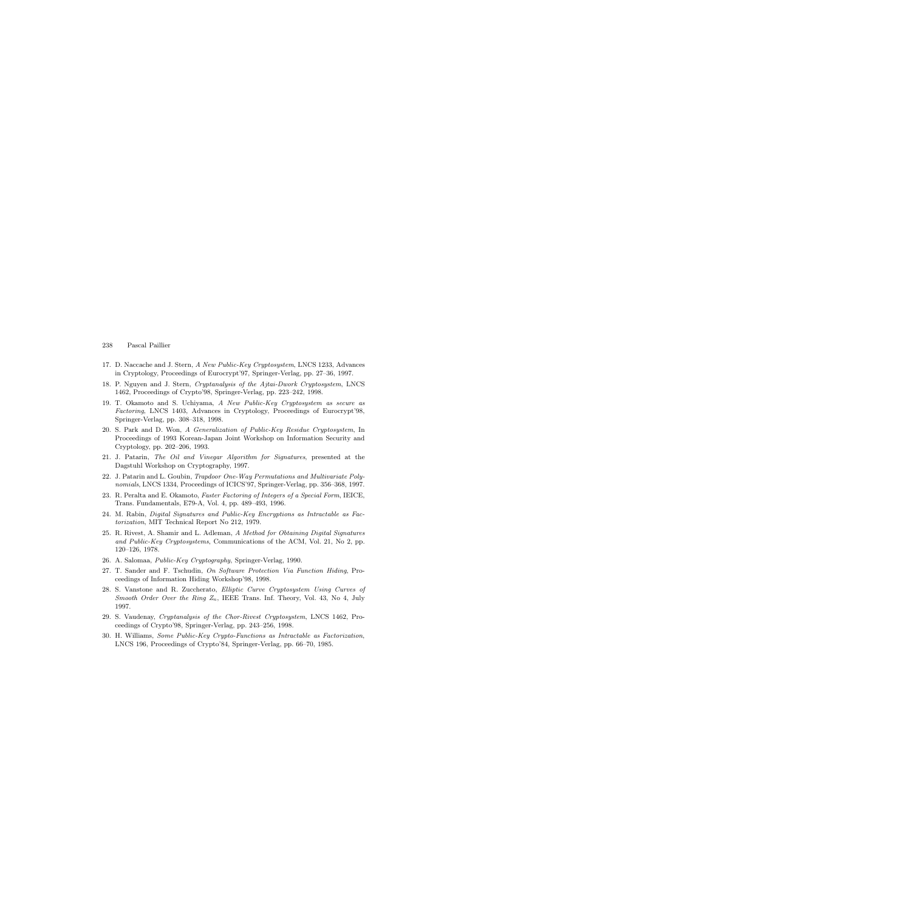17. D. Naccache and J. Stern, *A New Public-Key Cryptosystem*, LNCS 1233, Advances in Cryptology, Proceedings of Eurocrypt'97, Springer-Verlag, pp. 27–36, 1997.
18. P. Nguyen and J. Stern, *Cryptanalysis of the Ajtai-Dwork Cryptosystem*, LNCS 1462, Proceedings of Crypto'98, Springer-Verlag, pp. 223–242, 1998.
19. T. Okamoto and S. Uchiyama, *A New Public-Key Cryptosystem as secure as Factoring*, LNCS 1403, Advances in Cryptology, Proceedings of Eurocrypt'98, Springer-Verlag, pp. 308–318, 1998.
20. S. Park and D. Won, *A Generalization of Public-Key Residue Cryptosystem*, In Proceedings of 1993 Korean-Japan Joint Workshop on Information Security and Cryptology, pp. 202–206, 1993.
21. J. Patarin, *The Oil and Vinegar Algorithm for Signatures*, presented at the Dagstuhl Workshop on Cryptography, 1997.
22. J. Patarin and L. Goubin, *Trapdoor One-Way Permutations and Multivariate Polynomials*, LNCS 1334, Proceedings of ICICS'97, Springer-Verlag, pp. 356–368, 1997.
23. R. Peralta and E. Okamoto, *Faster Factoring of Integers of a Special Form*, IEICE, Trans. Fundamentals, E79-A, Vol. 4, pp. 489–493, 1996.
24. M. Rabin, *Digital Signatures and Public-Key Encryptions as Intractable as Factorization*, MIT Technical Report No 212, 1979.
25. R. Rivest, A. Shamir and L. Adleman, *A Method for Obtaining Digital Signatures and Public-Key Cryptosystems*, Communications of the ACM, Vol. 21, No 2, pp. 120–126, 1978.
26. A. Salomaa, *Public-Key Cryptography*, Springer-Verlag, 1990.
27. T. Sander and F. Tschudin, *On Software Protection Via Function Hiding*, Proceedings of Information Hiding Workshop'98, 1998.
28. S. Vanstone and R. Zuccherato, *Elliptic Curve Cryptosystem Using Curves of Smooth Order Over the Ring $Z_n$*, IEEE Trans. Inf. Theory, Vol. 43, No 4, July 1997.
29. S. Vaudenay, *Cryptanalysis of the Chor-Rivest Cryptosystem*, LNCS 1462, Proceedings of Crypto'98, Springer-Verlag, pp. 243–256, 1998.
30. H. Williams, *Some Public-Key Crypto-Functions as Intractable as Factorization*, LNCS 196, Proceedings of Crypto'84, Springer-Verlag, pp. 66–70, 1985.